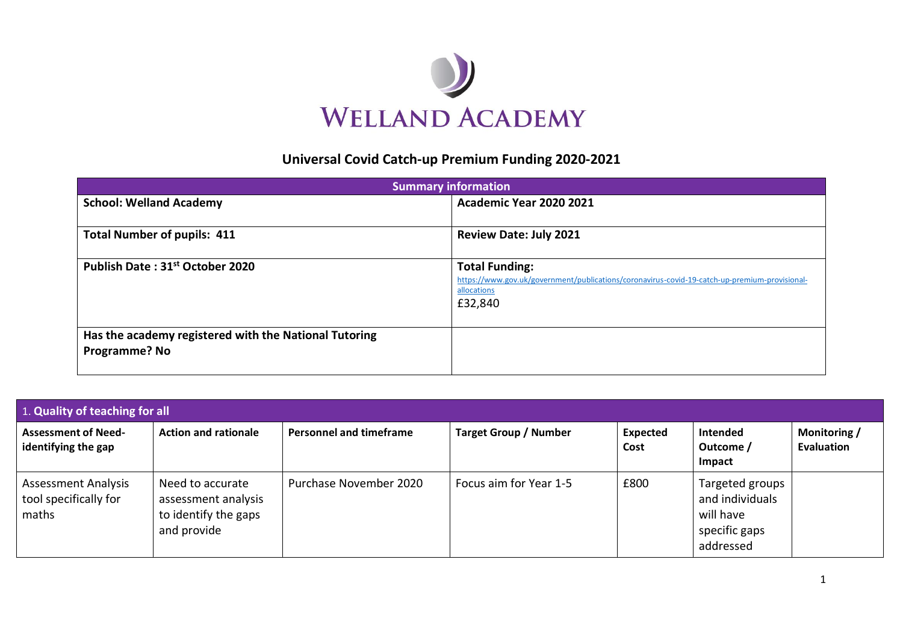# WELLAND ACADEMY

## Universal Covid Catch-up Premium Funding 2020-2021

| Summary information | |
|---|---|
| **School: Welland Academy** | **Academic Year 2020 2021** |
| **Total Number of pupils: 411** | **Review Date: July 2021** |
| **Publish Date : 31st October 2020** | **Total Funding:** https://www.gov.uk/government/publications/coronavirus-covid-19-catch-up-premium-provisional-allocations £32,840 |
| **Has the academy registered with the National Tutoring Programme? No** | |

| 1. **Quality of teaching for all** | | | | | | |
|---|---|---|---|---|---|---|
| **Assessment of Need- identifying the gap** | **Action and rationale** | **Personnel and timeframe** | **Target Group / Number** | **Expected Cost** | **Intended Outcome / Impact** | **Monitoring / Evaluation** |
| Assessment Analysis tool specifically for maths | Need to accurate assessment analysis to identify the gaps and provide | Purchase November 2020 | Focus aim for Year 1-5 | £800 | Targeted groups and individuals will have specific gaps addressed | |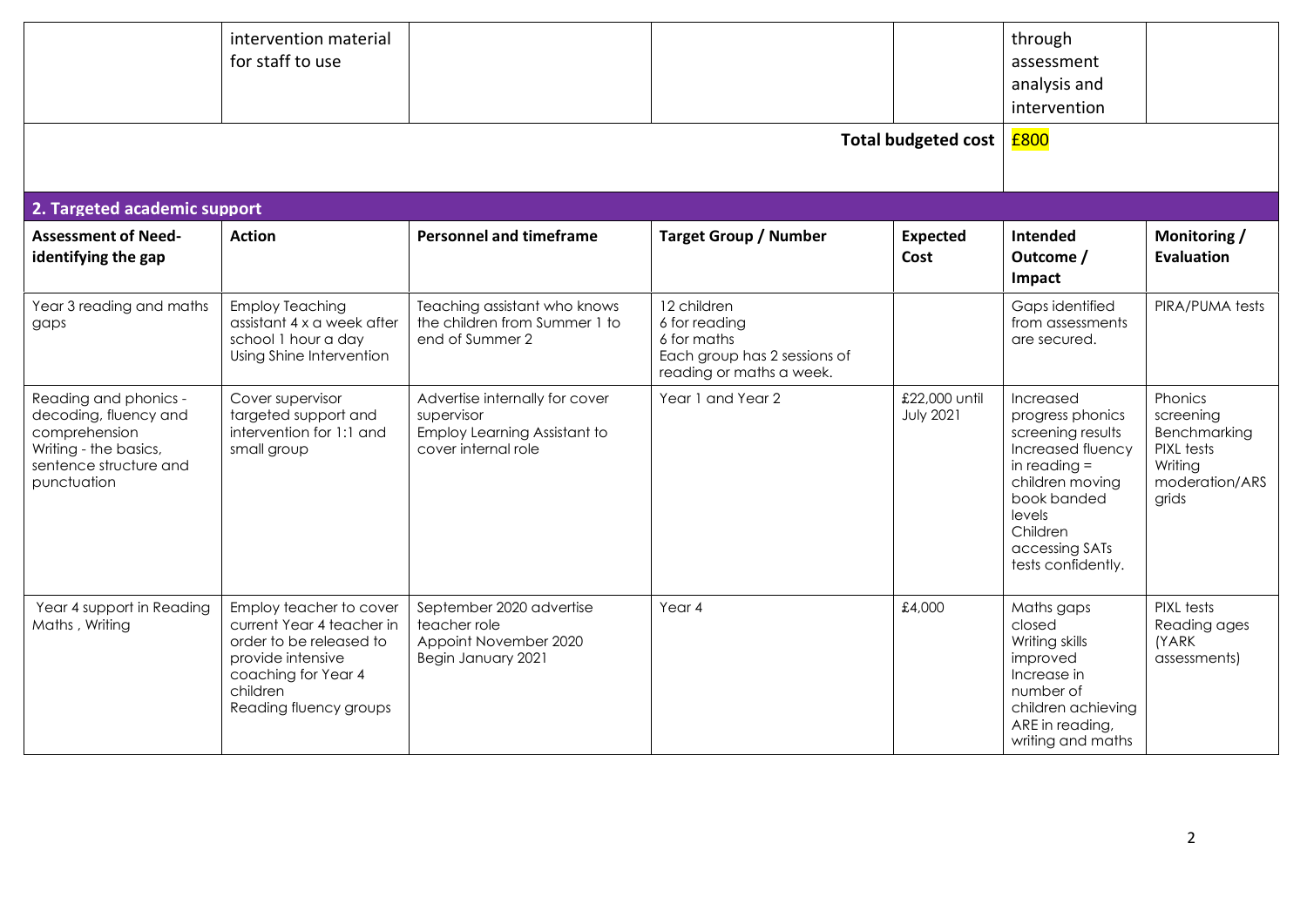| | intervention material for staff to use | | | | through assessment analysis and intervention | |
|---|---|---|---|---|---|---|
| | | | | **Total budgeted cost** | £800 | |

## 2. Targeted academic support

| Assessment of Need-identifying the gap | Action | Personnel and timeframe | Target Group / Number | Expected Cost | Intended Outcome / Impact | Monitoring / Evaluation |
|---|---|---|---|---|---|---|
| Year 3 reading and maths gaps | Employ Teaching assistant 4 x a week after school 1 hour a day Using Shine Intervention | Teaching assistant who knows the children from Summer 1 to end of Summer 2 | 12 children<br>6 for reading<br>6 for maths<br>Each group has 2 sessions of reading or maths a week. | | Gaps identified from assessments are secured. | PIRA/PUMA tests |
| Reading and phonics - decoding, fluency and comprehension<br>Writing - the basics, sentence structure and punctuation | Cover supervisor targeted support and intervention for 1:1 and small group | Advertise internally for cover supervisor<br>Employ Learning Assistant to cover internal role | Year 1 and Year 2 | £22,000 until July 2021 | Increased progress phonics screening results<br>Increased fluency in reading = children moving book banded levels<br>Children accessing SATs tests confidently. | Phonics screening<br>Benchmarking<br>PIXL tests<br>Writing moderation/ARS grids |
| Year 4 support in Reading Maths , Writing | Employ teacher to cover current Year 4 teacher in order to be released to provide intensive coaching for Year 4 children<br>Reading fluency groups | September 2020 advertise teacher role<br>Appoint November 2020<br>Begin January 2021 | Year 4 | £4,000 | Maths gaps closed<br>Writing skills improved<br>Increase in number of children achieving ARE in reading, writing and maths | PIXL tests<br>Reading ages (YARK assessments) |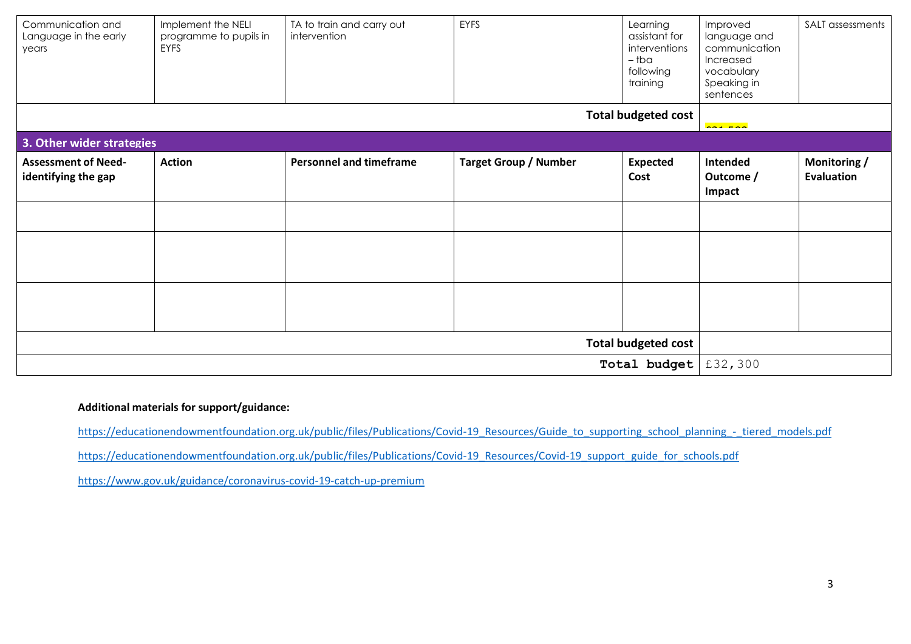| | | | | | | |
|---|---|---|---|---|---|---|
| Communication and Language in the early years | Implement the NELI programme to pupils in EYFS | TA to train and carry out intervention | EYFS | Learning assistant for interventions – tba following training | Improved language and communication Increased vocabulary Speaking in sentences | SALT assessments |
| | | | | **Total budgeted cost** | £31,500 | |

## 3. Other wider strategies

| **Assessment of Need- identifying the gap** | **Action** | **Personnel and timeframe** | **Target Group / Number** | **Expected Cost** | **Intended Outcome / Impact** | **Monitoring / Evaluation** |
|---|---|---|---|---|---|---|
| | | | | | | |
| | | | | | | |
| | | | | | | |
| | | | | **Total budgeted cost** | | |
| | | | | **Total budget** | £32,300 | |

**Additional materials for support/guidance:**

https://educationendowmentfoundation.org.uk/public/files/Publications/Covid-19_Resources/Guide_to_supporting_school_planning_-_tiered_models.pdf

https://educationendowmentfoundation.org.uk/public/files/Publications/Covid-19_Resources/Covid-19_support_guide_for_schools.pdf

https://www.gov.uk/guidance/coronavirus-covid-19-catch-up-premium